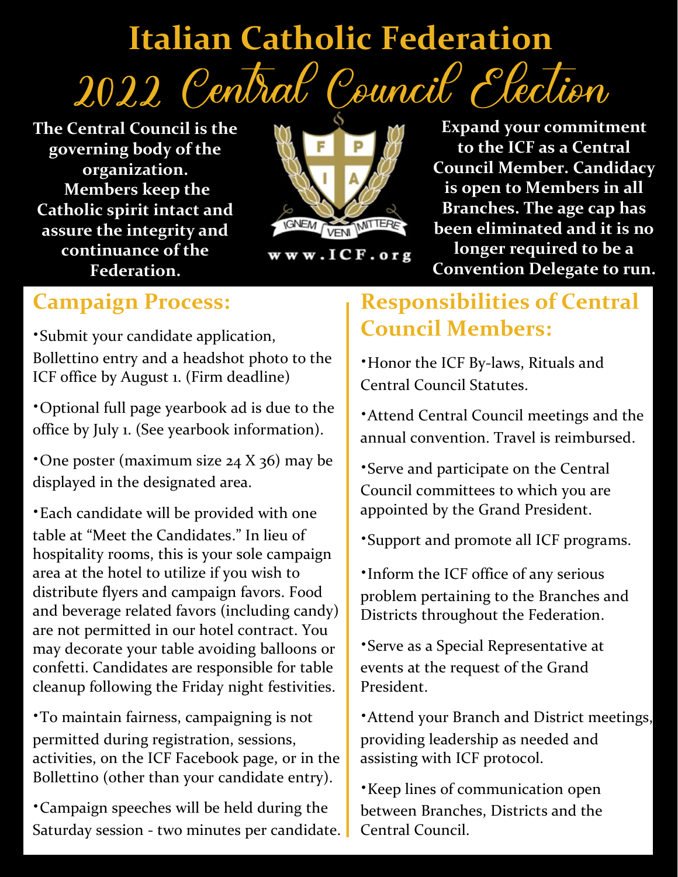# Italian Catholic Federation

## 2022 Central Council Election

**The Central Council is the governing body of the organization. Members keep the Catholic spirit intact and assure the integrity and continuance of the Federation.**

IGNEM VENI MITTERE

www.ICF.org

**Expand your commitment to the ICF as a Central Council Member. Candidacy is open to Members in all Branches. The age cap has been eliminated and it is no longer required to be a Convention Delegate to run.**

## Campaign Process:

- Submit your candidate application, Bollettino entry and a headshot photo to the ICF office by August 1. (Firm deadline)
- Optional full page yearbook ad is due to the office by July 1. (See yearbook information).
- One poster (maximum size 24 X 36) may be displayed in the designated area.
- Each candidate will be provided with one table at "Meet the Candidates." In lieu of hospitality rooms, this is your sole campaign area at the hotel to utilize if you wish to distribute flyers and campaign favors. Food and beverage related favors (including candy) are not permitted in our hotel contract. You may decorate your table avoiding balloons or confetti. Candidates are responsible for table cleanup following the Friday night festivities.
- To maintain fairness, campaigning is not permitted during registration, sessions, activities, on the ICF Facebook page, or in the Bollettino (other than your candidate entry).
- Campaign speeches will be held during the Saturday session - two minutes per candidate.

## Responsibilities of Central Council Members:

- Honor the ICF By-laws, Rituals and Central Council Statutes.
- Attend Central Council meetings and the annual convention. Travel is reimbursed.
- Serve and participate on the Central Council committees to which you are appointed by the Grand President.
- Support and promote all ICF programs.
- Inform the ICF office of any serious problem pertaining to the Branches and Districts throughout the Federation.
- Serve as a Special Representative at events at the request of the Grand President.
- Attend your Branch and District meetings, providing leadership as needed and assisting with ICF protocol.
- Keep lines of communication open between Branches, Districts and the Central Council.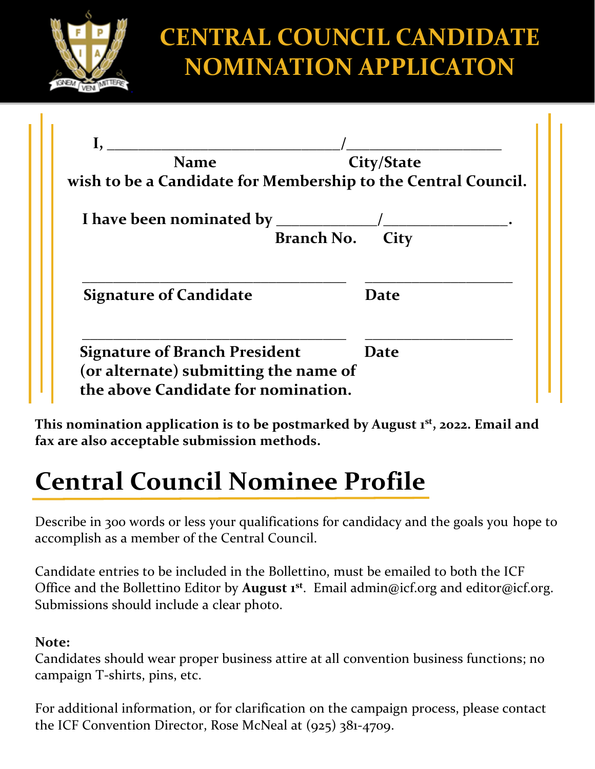# CENTRAL COUNCIL CANDIDATE NOMINATION APPLICATON

I, ______________________________/____________________
Name City/State

**wish to be a Candidate for Membership to the Central Council.**

**I have been nominated by** ____________/________________.
**Branch No.** **City**

___________________________________ ___________________
**Signature of Candidate** **Date**

___________________________________ ___________________
**Signature of Branch President (or alternate) submitting the name of the above Candidate for nomination.** **Date**

**This nomination application is to be postmarked by August 1st, 2022. Email and fax are also acceptable submission methods.**

# Central Council Nominee Profile

Describe in 300 words or less your qualifications for candidacy and the goals you hope to accomplish as a member of the Central Council.

Candidate entries to be included in the Bollettino, must be emailed to both the ICF Office and the Bollettino Editor by **August 1st**. Email admin@icf.org and editor@icf.org. Submissions should include a clear photo.

**Note:**
Candidates should wear proper business attire at all convention business functions; no campaign T-shirts, pins, etc.

For additional information, or for clarification on the campaign process, please contact the ICF Convention Director, Rose McNeal at (925) 381-4709.